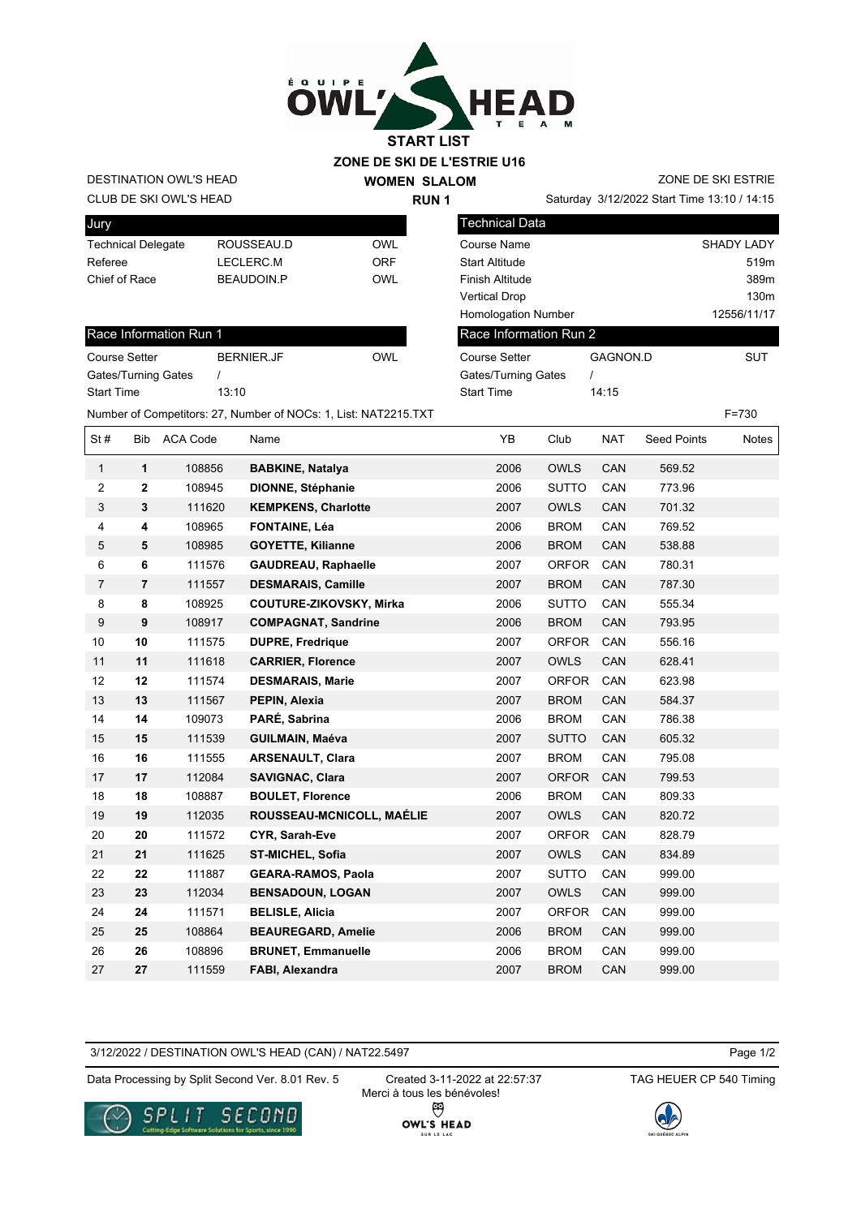# START LIST

## ZONE DE SKI DE L'ESTRIE U16

DESTINATION OWL'S HEAD
CLUB DE SKI OWL'S HEAD

**WOMEN SLALOM**
**RUN 1**

ZONE DE SKI ESTRIE
Saturday 3/12/2022 Start Time 13:10 / 14:15

| Jury | | |
|---|---|---|
| Technical Delegate | ROUSSEAU.D | OWL |
| Referee | LECLERC.M | ORF |
| Chief of Race | BEAUDOIN.P | OWL |

| Technical Data | |
|---|---|
| Course Name | SHADY LADY |
| Start Altitude | 519m |
| Finish Altitude | 389m |
| Vertical Drop | 130m |
| Homologation Number | 12556/11/17 |

| Race Information Run 1 | | |
|---|---|---|
| Course Setter | BERNIER.JF | OWL |
| Gates/Turning Gates | / | |
| Start Time | 13:10 | |

| Race Information Run 2 | | |
|---|---|---|
| Course Setter | GAGNON.D | SUT |
| Gates/Turning Gates | / | |
| Start Time | 14:15 | |

Number of Competitors: 27, Number of NOCs: 1, List: NAT2215.TXT F=730

| St # | Bib | ACA Code | Name | YB | Club | NAT | Seed Points | Notes |
|---|---|---|---|---|---|---|---|---|
| 1 | **1** | 108856 | **BABKINE, Natalya** | 2006 | OWLS | CAN | 569.52 | |
| 2 | **2** | 108945 | **DIONNE, Stéphanie** | 2006 | SUTTO | CAN | 773.96 | |
| 3 | **3** | 111620 | **KEMPKENS, Charlotte** | 2007 | OWLS | CAN | 701.32 | |
| 4 | **4** | 108965 | **FONTAINE, Léa** | 2006 | BROM | CAN | 769.52 | |
| 5 | **5** | 108985 | **GOYETTE, Kilianne** | 2006 | BROM | CAN | 538.88 | |
| 6 | **6** | 111576 | **GAUDREAU, Raphaelle** | 2007 | ORFOR | CAN | 780.31 | |
| 7 | **7** | 111557 | **DESMARAIS, Camille** | 2007 | BROM | CAN | 787.30 | |
| 8 | **8** | 108925 | **COUTURE-ZIKOVSKY, Mirka** | 2006 | SUTTO | CAN | 555.34 | |
| 9 | **9** | 108917 | **COMPAGNAT, Sandrine** | 2006 | BROM | CAN | 793.95 | |
| 10 | **10** | 111575 | **DUPRE, Fredrique** | 2007 | ORFOR | CAN | 556.16 | |
| 11 | **11** | 111618 | **CARRIER, Florence** | 2007 | OWLS | CAN | 628.41 | |
| 12 | **12** | 111574 | **DESMARAIS, Marie** | 2007 | ORFOR | CAN | 623.98 | |
| 13 | **13** | 111567 | **PEPIN, Alexia** | 2007 | BROM | CAN | 584.37 | |
| 14 | **14** | 109073 | **PARÉ, Sabrina** | 2006 | BROM | CAN | 786.38 | |
| 15 | **15** | 111539 | **GUILMAIN, Maéva** | 2007 | SUTTO | CAN | 605.32 | |
| 16 | **16** | 111555 | **ARSENAULT, Clara** | 2007 | BROM | CAN | 795.08 | |
| 17 | **17** | 112084 | **SAVIGNAC, Clara** | 2007 | ORFOR | CAN | 799.53 | |
| 18 | **18** | 108887 | **BOULET, Florence** | 2006 | BROM | CAN | 809.33 | |
| 19 | **19** | 112035 | **ROUSSEAU-MCNICOLL, MAÉLIE** | 2007 | OWLS | CAN | 820.72 | |
| 20 | **20** | 111572 | **CYR, Sarah-Eve** | 2007 | ORFOR | CAN | 828.79 | |
| 21 | **21** | 111625 | **ST-MICHEL, Sofia** | 2007 | OWLS | CAN | 834.89 | |
| 22 | **22** | 111887 | **GEARA-RAMOS, Paola** | 2007 | SUTTO | CAN | 999.00 | |
| 23 | **23** | 112034 | **BENSADOUN, LOGAN** | 2007 | OWLS | CAN | 999.00 | |
| 24 | **24** | 111571 | **BELISLE, Alicia** | 2007 | ORFOR | CAN | 999.00 | |
| 25 | **25** | 108864 | **BEAUREGARD, Amelie** | 2006 | BROM | CAN | 999.00 | |
| 26 | **26** | 108896 | **BRUNET, Emmanuelle** | 2006 | BROM | CAN | 999.00 | |
| 27 | **27** | 111559 | **FABI, Alexandra** | 2007 | BROM | CAN | 999.00 | |

3/12/2022 / DESTINATION OWL'S HEAD (CAN) / NAT22.5497

Data Processing by Split Second Ver. 8.01 Rev. 5 Created 3-11-2022 at 22:57:37 TAG HEUER CP 540 Timing

Merci à tous les bénévoles!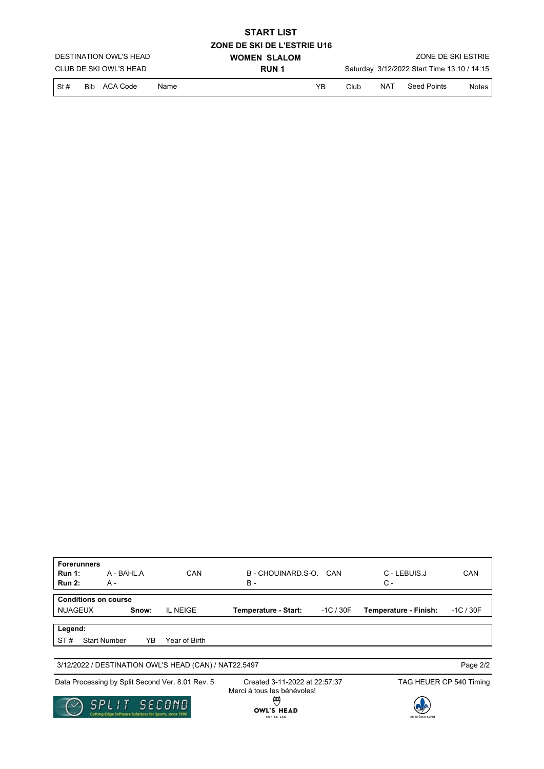# START LIST

## ZONE DE SKI DE L'ESTRIE U16

DESTINATION OWL'S HEAD

CLUB DE SKI OWL'S HEAD

**WOMEN SLALOM**

**RUN 1**

ZONE DE SKI ESTRIE

Saturday 3/12/2022 Start Time 13:10 / 14:15

| St # | Bib | ACA Code | Name | YB | Club | NAT | Seed Points | Notes |
|---|---|---|---|---|---|---|---|---|

**Forerunners**

| | | | | | | | |
|---|---|---|---|---|---|---|---|
| **Run 1:** | A - BAHL.A | CAN | B - CHOUINARD.S-O. | CAN | C - LEBUIS.J | CAN |
| **Run 2:** | A - | | B - | | C - | |

**Conditions on course**

| | | | | | | |
|---|---|---|---|---|---|---|
| NUAGEUX | **Snow:** | IL NEIGE | **Temperature - Start:** | -1C / 30F | **Temperature - Finish:** | -1C / 30F |

**Legend:**

ST # Start Number YB Year of Birth

3/12/2022 / DESTINATION OWL'S HEAD (CAN) / NAT22.5497

Data Processing by Split Second Ver. 8.01 Rev. 5

Created 3-11-2022 at 22:57:37

Merci à tous les bénévoles!

TAG HEUER CP 540 Timing